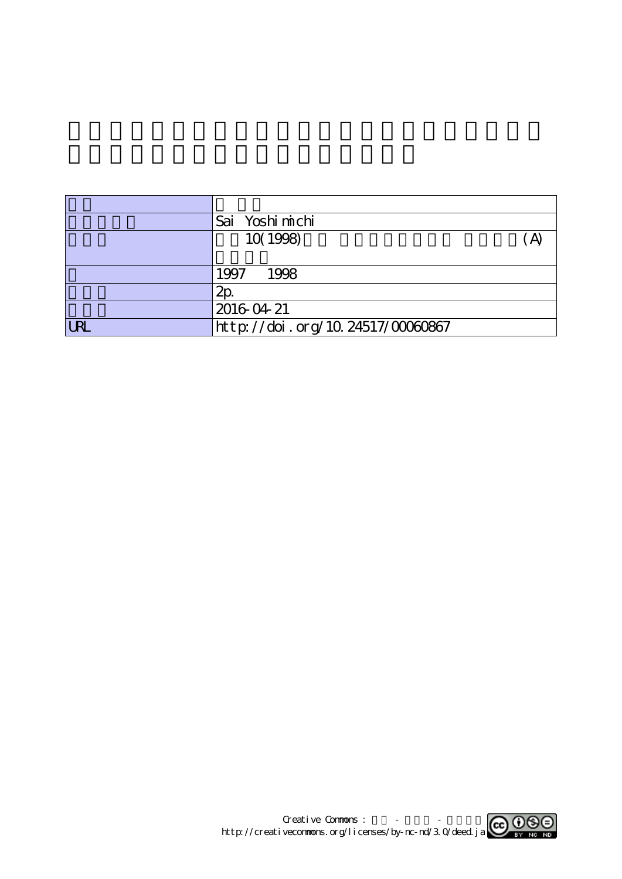| | |
|---|---|
| | |
| | Sai Yoshimichi |
| | 10(1998) (A) |
| | 1997 1998 |
| | 2p. |
| | 2016-04-21 |
| URL | http://doi.org/10.24517/00060867 |

Creative Commons : - - 
http://creativecommons.org/licenses/by-nc-nd/3.0/deed.ja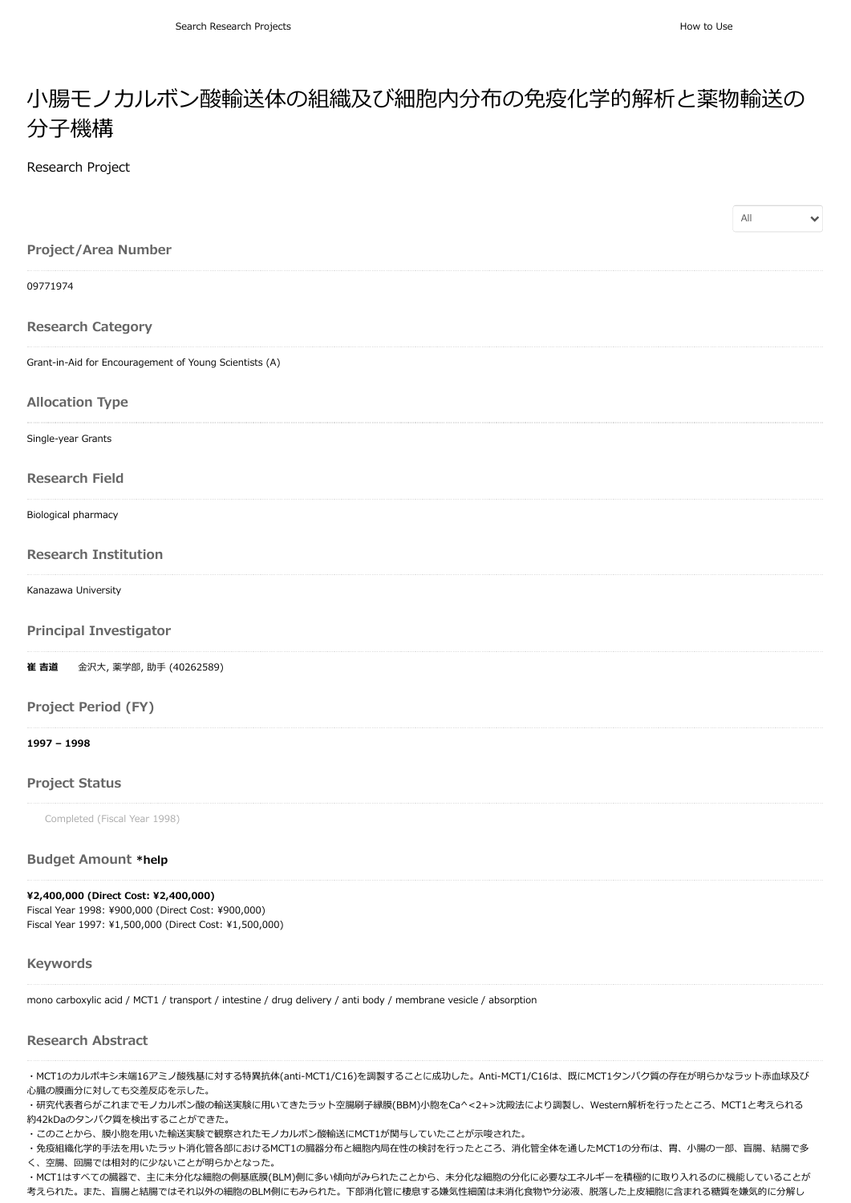Search Research Projects How to Use

# 小腸モノカルボン酸輸送体の組織及び細胞内分布の免疫化学的解析と薬物輸送の分子機構

Research Project

All

### Project/Area Number

09771974

### Research Category

Grant-in-Aid for Encouragement of Young Scientists (A)

### Allocation Type

Single-year Grants

### Research Field

Biological pharmacy

### Research Institution

Kanazawa University

### Principal Investigator

**崔 吉道** 金沢大, 薬学部, 助手 (40262589)

### Project Period (FY)

**1997 – 1998**

### Project Status

Completed (Fiscal Year 1998)

### Budget Amount *help

**¥2,400,000 (Direct Cost: ¥2,400,000)**
Fiscal Year 1998: ¥900,000 (Direct Cost: ¥900,000)
Fiscal Year 1997: ¥1,500,000 (Direct Cost: ¥1,500,000)

### Keywords

mono carboxylic acid / MCT1 / transport / intestine / drug delivery / anti body / membrane vesicle / absorption

### Research Abstract

・MCT1のカルボキシ末端16アミノ酸残基に対する特異抗体(anti-MCT1/C16)を調製することに成功した。Anti-MCT1/C16は、既にMCT1タンパク質の存在が明らかなラット赤血球及び心臓の膜画分に対しても交差反応を示した。
・研究代表者らがこれまでモノカルボン酸の輸送実験に用いてきたラット空腸刷子縁膜(BBM)小胞を$Ca^{2+}$沈殿法により調製し、Western解析を行ったところ、MCT1と考えられる約42kDaのタンパク質を検出することができた。
・このことから、膜小胞を用いた輸送実験で観察されたモノカルボン酸輸送にMCT1が関与していたことが示唆された。
・免疫組織化学的手法を用いたラット消化管各部におけるMCT1の臓器分布と細胞内局在性の検討を行ったところ、消化管全体を通したMCT1の分布は、胃、小腸の一部、盲腸、結腸で多く、空腸、回腸では相対的に少ないことが明らかとなった。
・MCT1はすべての臓器で、主に未分化な細胞の側基底膜(BLM)側に多い傾向がみられたことから、未分化な細胞の分化に必要なエネルギーを積極的に取り入れるのに機能していることが考えられた。また、盲腸と結腸ではそれ以外の細胞のBLM側にもみられた。下部消化管に棲息する嫌気性細菌は未消化食物や分泌液、脱落した上皮細胞に含まれる糖質を嫌気的に分解し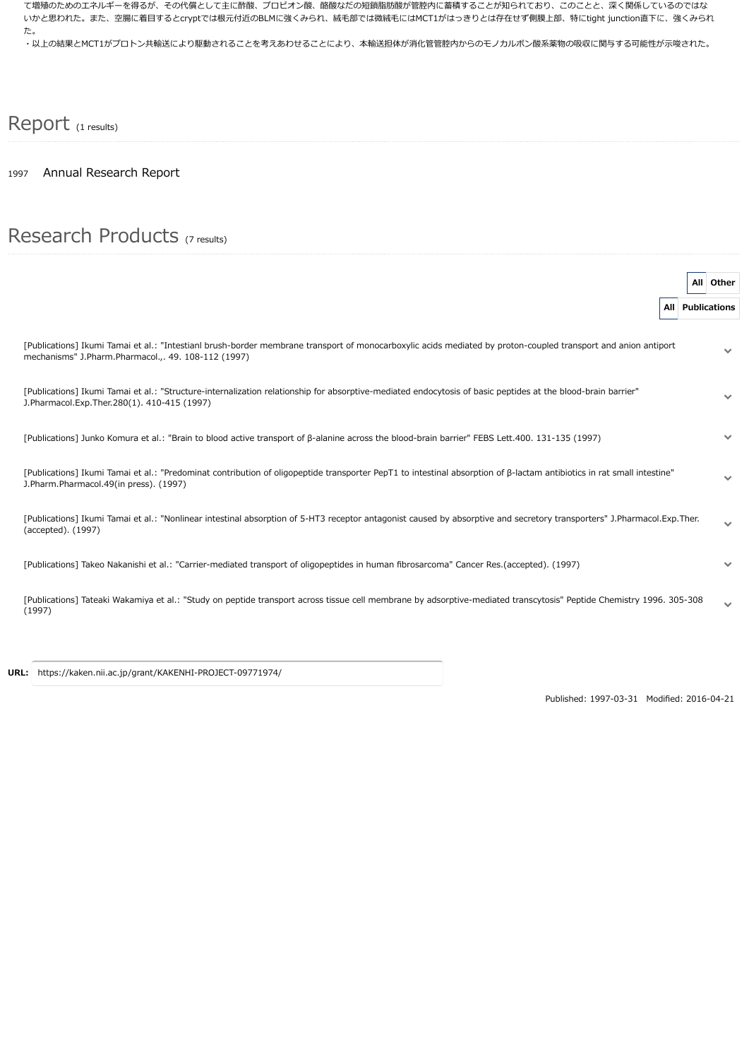て増殖のためのエネルギーを得るが、その代償として主に酢酸、プロピオン酸、酪酸などの短鎖脂肪酸が管腔内に蓄積することが知られており、このことと、深く関係しているのではないかと思われた。また、空腸に着目するとcryptでは根元付近のBLMに強くみられ、絨毛部では微絨毛にはMCT1がはっきりとは存在せず側膜上部、特にtight junction直下に、強くみられた。

・以上の結果とMCT1がプロトン共輸送により駆動されることを考えあわせることにより、本輸送担体が消化管管腔内からのモノカルボン酸系薬物の吸収に関与する可能性が示唆された。

# Report (1 results)

1997 Annual Research Report

# Research Products (7 results)

All Other

All Publications

[Publications] Ikumi Tamai et al.: "Intestianl brush-border membrane transport of monocarboxylic acids mediated by proton-coupled transport and anion antiport mechanisms" J.Pharm.Pharmacol.,. 49. 108-112 (1997)

[Publications] Ikumi Tamai et al.: "Structure-internalization relationship for absorptive-mediated endocytosis of basic peptides at the blood-brain barrier" J.Pharmacol.Exp.Ther.280(1). 410-415 (1997)

[Publications] Junko Komura et al.: "Brain to blood active transport of β-alanine across the blood-brain barrier" FEBS Lett.400. 131-135 (1997)

[Publications] Ikumi Tamai et al.: "Predominat contribution of oligopeptide transporter PepT1 to intestinal absorption of β-lactam antibiotics in rat small intestine" J.Pharm.Pharmacol.49(in press). (1997)

[Publications] Ikumi Tamai et al.: "Nonlinear intestinal absorption of 5-HT3 receptor antagonist caused by absorptive and secretory transporters" J.Pharmacol.Exp.Ther.(accepted). (1997)

[Publications] Takeo Nakanishi et al.: "Carrier-mediated transport of oligopeptides in human fibrosarcoma" Cancer Res.(accepted). (1997)

[Publications] Tateaki Wakamiya et al.: "Study on peptide transport across tissue cell membrane by adsorptive-mediated transcytosis" Peptide Chemistry 1996. 305-308 (1997)

**URL:** https://kaken.nii.ac.jp/grant/KAKENHI-PROJECT-09771974/

Published: 1997-03-31 Modified: 2016-04-21